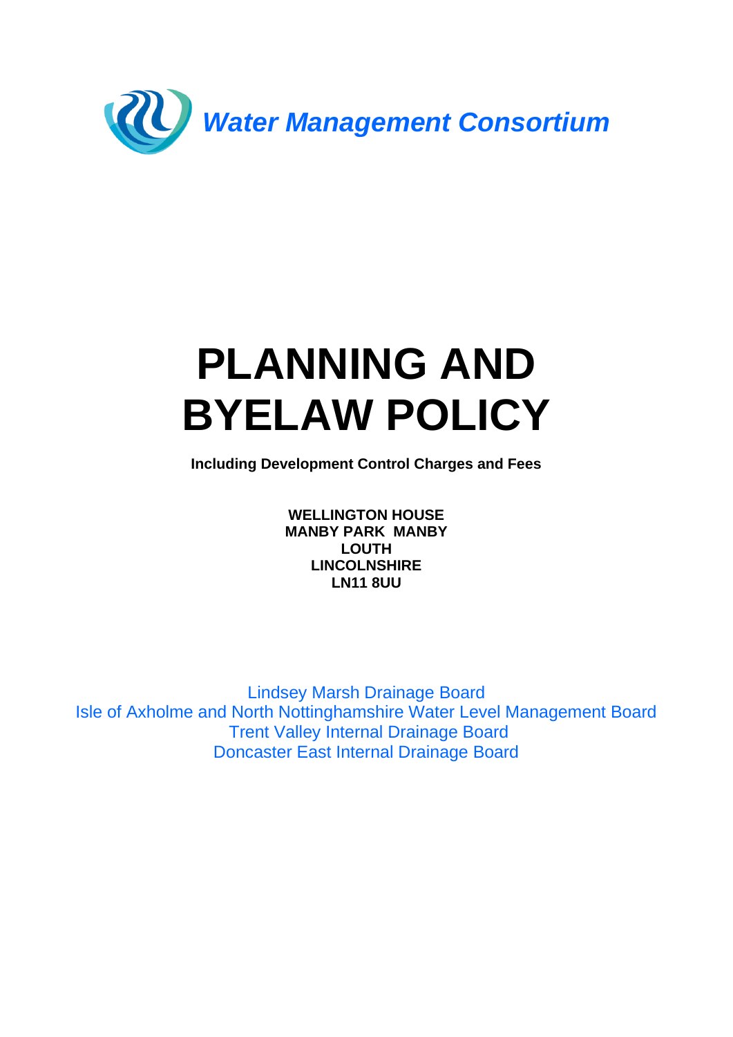*Water Management Consortium*

# PLANNING AND BYELAW POLICY

**Including Development Control Charges and Fees**

**WELLINGTON HOUSE**
**MANBY PARK MANBY**
**LOUTH**
**LINCOLNSHIRE**
**LN11 8UU**

Lindsey Marsh Drainage Board
Isle of Axholme and North Nottinghamshire Water Level Management Board
Trent Valley Internal Drainage Board
Doncaster East Internal Drainage Board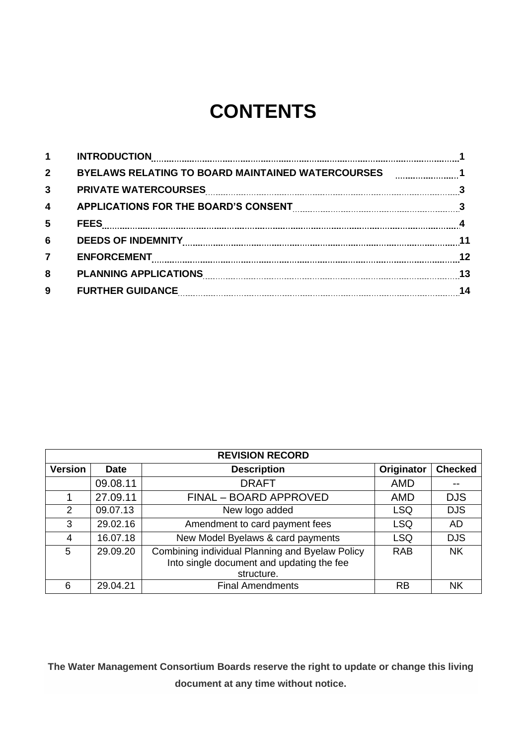# CONTENTS

| | | |
|---|---|---|
| 1 | INTRODUCTION | 1 |
| 2 | BYELAWS RELATING TO BOARD MAINTAINED WATERCOURSES | 1 |
| 3 | PRIVATE WATERCOURSES | 3 |
| 4 | APPLICATIONS FOR THE BOARD'S CONSENT | 3 |
| 5 | FEES | 4 |
| 6 | DEEDS OF INDEMNITY | 11 |
| 7 | ENFORCEMENT | 12 |
| 8 | PLANNING APPLICATIONS | 13 |
| 9 | FURTHER GUIDANCE | 14 |

| REVISION RECORD | | | | |
|---|---|---|---|---|
| **Version** | **Date** | **Description** | **Originator** | **Checked** |
| | 09.08.11 | DRAFT | AMD | -- |
| 1 | 27.09.11 | FINAL – BOARD APPROVED | AMD | DJS |
| 2 | 09.07.13 | New logo added | LSQ | DJS |
| 3 | 29.02.16 | Amendment to card payment fees | LSQ | AD |
| 4 | 16.07.18 | New Model Byelaws & card payments | LSQ | DJS |
| 5 | 29.09.20 | Combining individual Planning and Byelaw Policy Into single document and updating the fee structure. | RAB | NK |
| 6 | 29.04.21 | Final Amendments | RB | NK |

**The Water Management Consortium Boards reserve the right to update or change this living document at any time without notice.**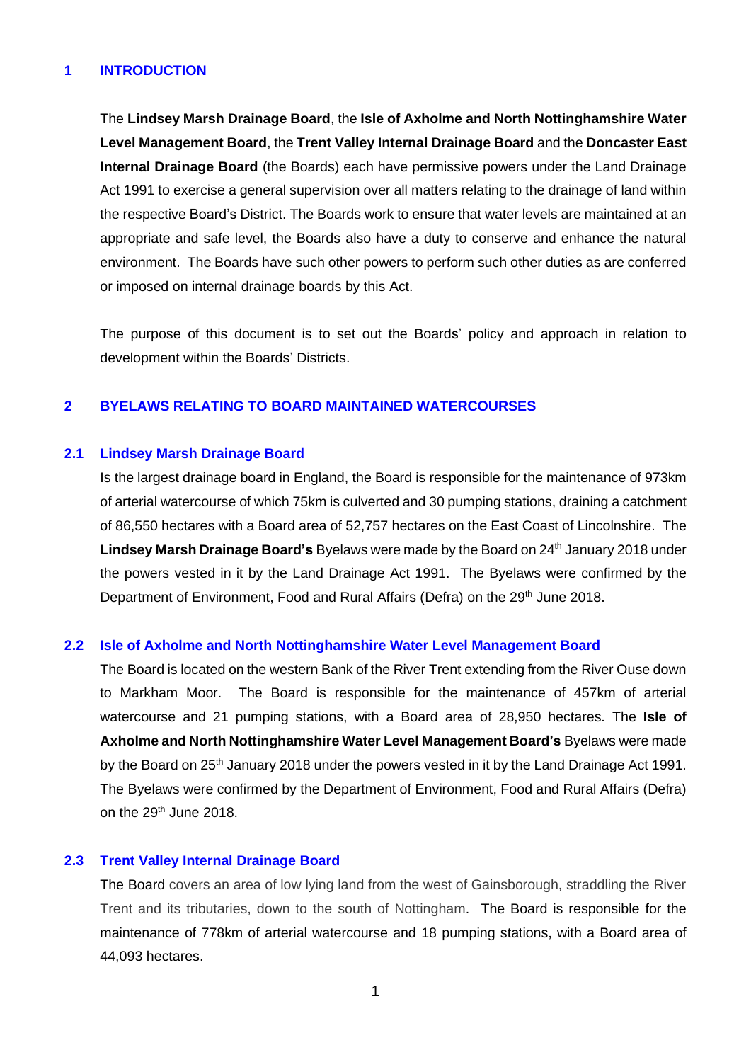## 1 INTRODUCTION

The **Lindsey Marsh Drainage Board**, the **Isle of Axholme and North Nottinghamshire Water Level Management Board**, the **Trent Valley Internal Drainage Board** and the **Doncaster East Internal Drainage Board** (the Boards) each have permissive powers under the Land Drainage Act 1991 to exercise a general supervision over all matters relating to the drainage of land within the respective Board's District. The Boards work to ensure that water levels are maintained at an appropriate and safe level, the Boards also have a duty to conserve and enhance the natural environment. The Boards have such other powers to perform such other duties as are conferred or imposed on internal drainage boards by this Act.

The purpose of this document is to set out the Boards' policy and approach in relation to development within the Boards' Districts.

## 2 BYELAWS RELATING TO BOARD MAINTAINED WATERCOURSES

### 2.1 Lindsey Marsh Drainage Board

Is the largest drainage board in England, the Board is responsible for the maintenance of 973km of arterial watercourse of which 75km is culverted and 30 pumping stations, draining a catchment of 86,550 hectares with a Board area of 52,757 hectares on the East Coast of Lincolnshire. The **Lindsey Marsh Drainage Board's** Byelaws were made by the Board on 24th January 2018 under the powers vested in it by the Land Drainage Act 1991. The Byelaws were confirmed by the Department of Environment, Food and Rural Affairs (Defra) on the 29th June 2018.

### 2.2 Isle of Axholme and North Nottinghamshire Water Level Management Board

The Board is located on the western Bank of the River Trent extending from the River Ouse down to Markham Moor. The Board is responsible for the maintenance of 457km of arterial watercourse and 21 pumping stations, with a Board area of 28,950 hectares. The **Isle of Axholme and North Nottinghamshire Water Level Management Board's** Byelaws were made by the Board on 25th January 2018 under the powers vested in it by the Land Drainage Act 1991. The Byelaws were confirmed by the Department of Environment, Food and Rural Affairs (Defra) on the 29th June 2018.

### 2.3 Trent Valley Internal Drainage Board

The Board covers an area of low lying land from the west of Gainsborough, straddling the River Trent and its tributaries, down to the south of Nottingham. The Board is responsible for the maintenance of 778km of arterial watercourse and 18 pumping stations, with a Board area of 44,093 hectares.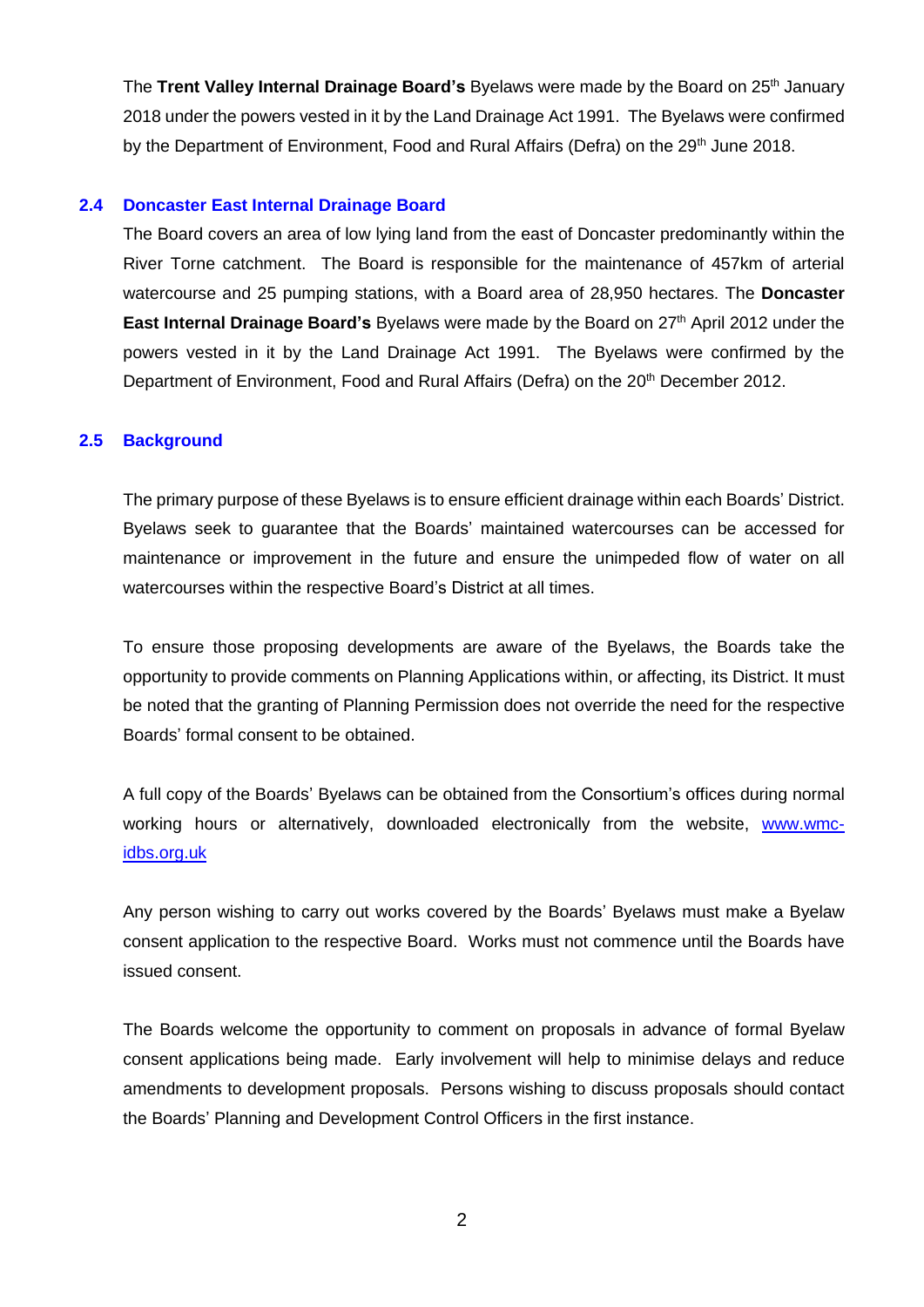The **Trent Valley Internal Drainage Board's** Byelaws were made by the Board on 25th January 2018 under the powers vested in it by the Land Drainage Act 1991. The Byelaws were confirmed by the Department of Environment, Food and Rural Affairs (Defra) on the 29th June 2018.

### 2.4 Doncaster East Internal Drainage Board

The Board covers an area of low lying land from the east of Doncaster predominantly within the River Torne catchment. The Board is responsible for the maintenance of 457km of arterial watercourse and 25 pumping stations, with a Board area of 28,950 hectares. The **Doncaster East Internal Drainage Board's** Byelaws were made by the Board on 27th April 2012 under the powers vested in it by the Land Drainage Act 1991. The Byelaws were confirmed by the Department of Environment, Food and Rural Affairs (Defra) on the 20th December 2012.

### 2.5 Background

The primary purpose of these Byelaws is to ensure efficient drainage within each Boards' District. Byelaws seek to guarantee that the Boards' maintained watercourses can be accessed for maintenance or improvement in the future and ensure the unimpeded flow of water on all watercourses within the respective Board's District at all times.

To ensure those proposing developments are aware of the Byelaws, the Boards take the opportunity to provide comments on Planning Applications within, or affecting, its District. It must be noted that the granting of Planning Permission does not override the need for the respective Boards' formal consent to be obtained.

A full copy of the Boards' Byelaws can be obtained from the Consortium's offices during normal working hours or alternatively, downloaded electronically from the website, [www.wmc-idbs.org.uk](http://www.wmc-idbs.org.uk)

Any person wishing to carry out works covered by the Boards' Byelaws must make a Byelaw consent application to the respective Board. Works must not commence until the Boards have issued consent.

The Boards welcome the opportunity to comment on proposals in advance of formal Byelaw consent applications being made. Early involvement will help to minimise delays and reduce amendments to development proposals. Persons wishing to discuss proposals should contact the Boards' Planning and Development Control Officers in the first instance.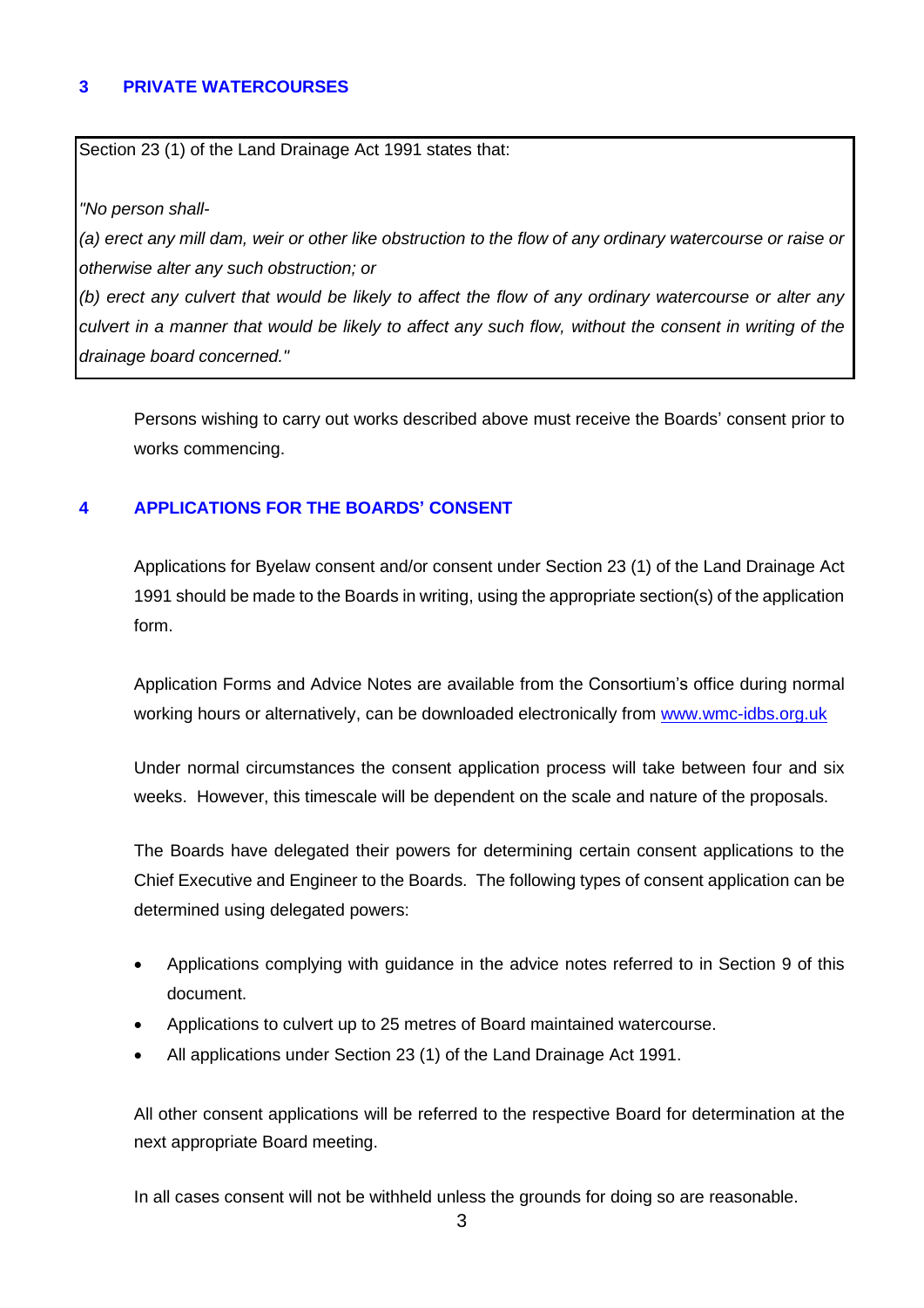## 3 PRIVATE WATERCOURSES

> Section 23 (1) of the Land Drainage Act 1991 states that:
>
> *"No person shall-*
>
> *(a) erect any mill dam, weir or other like obstruction to the flow of any ordinary watercourse or raise or otherwise alter any such obstruction; or*
>
> *(b) erect any culvert that would be likely to affect the flow of any ordinary watercourse or alter any culvert in a manner that would be likely to affect any such flow, without the consent in writing of the drainage board concerned."*

Persons wishing to carry out works described above must receive the Boards' consent prior to works commencing.

## 4 APPLICATIONS FOR THE BOARDS' CONSENT

Applications for Byelaw consent and/or consent under Section 23 (1) of the Land Drainage Act 1991 should be made to the Boards in writing, using the appropriate section(s) of the application form.

Application Forms and Advice Notes are available from the Consortium's office during normal working hours or alternatively, can be downloaded electronically from [www.wmc-idbs.org.uk](http://www.wmc-idbs.org.uk)

Under normal circumstances the consent application process will take between four and six weeks. However, this timescale will be dependent on the scale and nature of the proposals.

The Boards have delegated their powers for determining certain consent applications to the Chief Executive and Engineer to the Boards. The following types of consent application can be determined using delegated powers:

- Applications complying with guidance in the advice notes referred to in Section 9 of this document.
- Applications to culvert up to 25 metres of Board maintained watercourse.
- All applications under Section 23 (1) of the Land Drainage Act 1991.

All other consent applications will be referred to the respective Board for determination at the next appropriate Board meeting.

In all cases consent will not be withheld unless the grounds for doing so are reasonable.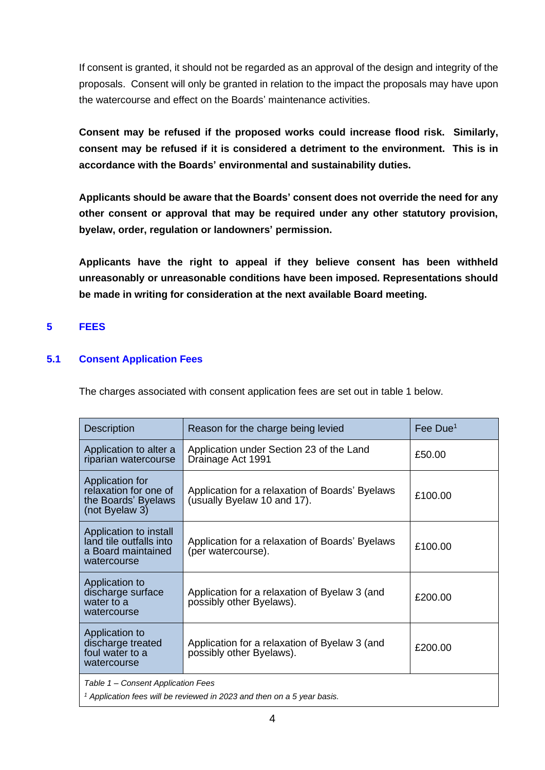If consent is granted, it should not be regarded as an approval of the design and integrity of the proposals. Consent will only be granted in relation to the impact the proposals may have upon the watercourse and effect on the Boards' maintenance activities.

**Consent may be refused if the proposed works could increase flood risk. Similarly, consent may be refused if it is considered a detriment to the environment. This is in accordance with the Boards' environmental and sustainability duties.**

**Applicants should be aware that the Boards' consent does not override the need for any other consent or approval that may be required under any other statutory provision, byelaw, order, regulation or landowners' permission.**

**Applicants have the right to appeal if they believe consent has been withheld unreasonably or unreasonable conditions have been imposed. Representations should be made in writing for consideration at the next available Board meeting.**

## 5 FEES

### 5.1 Consent Application Fees

The charges associated with consent application fees are set out in table 1 below.

| Description | Reason for the charge being levied | Fee Due[1] |
|---|---|---|
| Application to alter a riparian watercourse | Application under Section 23 of the Land Drainage Act 1991 | £50.00 |
| Application for relaxation for one of the Boards' Byelaws (not Byelaw 3) | Application for a relaxation of Boards' Byelaws (usually Byelaw 10 and 17). | £100.00 |
| Application to install land tile outfalls into a Board maintained watercourse | Application for a relaxation of Boards' Byelaws (per watercourse). | £100.00 |
| Application to discharge surface water to a watercourse | Application for a relaxation of Byelaw 3 (and possibly other Byelaws). | £200.00 |
| Application to discharge treated foul water to a watercourse | Application for a relaxation of Byelaw 3 (and possibly other Byelaws). | £200.00 |

*Table 1 – Consent Application Fees*

*[1] Application fees will be reviewed in 2023 and then on a 5 year basis.*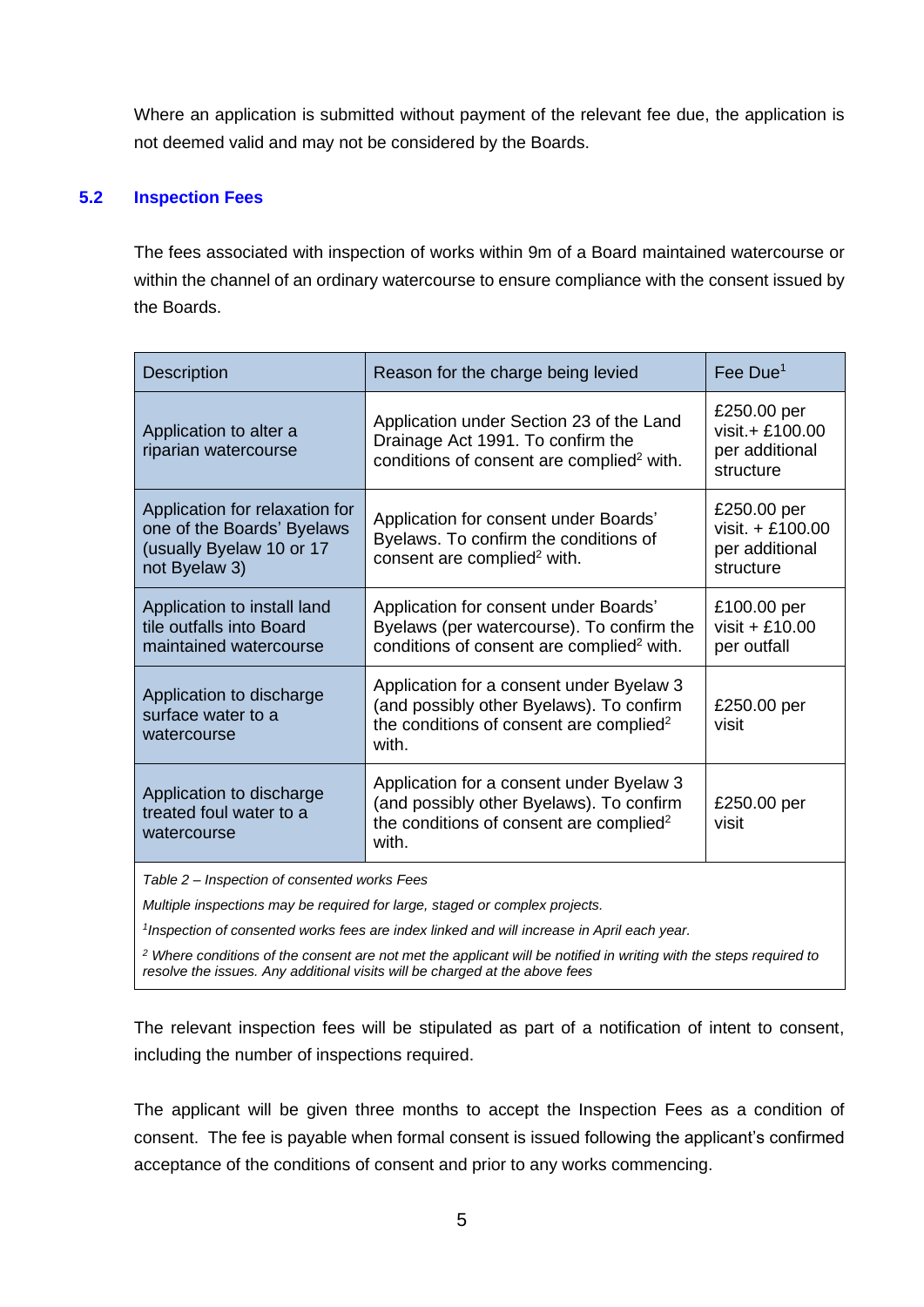Where an application is submitted without payment of the relevant fee due, the application is not deemed valid and may not be considered by the Boards.

## 5.2 Inspection Fees

The fees associated with inspection of works within 9m of a Board maintained watercourse or within the channel of an ordinary watercourse to ensure compliance with the consent issued by the Boards.

| Description | Reason for the charge being levied | Fee Due[1] |
|---|---|---|
| Application to alter a riparian watercourse | Application under Section 23 of the Land Drainage Act 1991. To confirm the conditions of consent are complied[2] with. | £250.00 per visit.+ £100.00 per additional structure |
| Application for relaxation for one of the Boards' Byelaws (usually Byelaw 10 or 17 not Byelaw 3) | Application for consent under Boards' Byelaws. To confirm the conditions of consent are complied[2] with. | £250.00 per visit. + £100.00 per additional structure |
| Application to install land tile outfalls into Board maintained watercourse | Application for consent under Boards' Byelaws (per watercourse). To confirm the conditions of consent are complied[2] with. | £100.00 per visit + £10.00 per outfall |
| Application to discharge surface water to a watercourse | Application for a consent under Byelaw 3 (and possibly other Byelaws). To confirm the conditions of consent are complied[2] with. | £250.00 per visit |
| Application to discharge treated foul water to a watercourse | Application for a consent under Byelaw 3 (and possibly other Byelaws). To confirm the conditions of consent are complied[2] with. | £250.00 per visit |

*Table 2 – Inspection of consented works Fees*

*Multiple inspections may be required for large, staged or complex projects.*

*[1]Inspection of consented works fees are index linked and will increase in April each year.*

*[2] Where conditions of the consent are not met the applicant will be notified in writing with the steps required to resolve the issues. Any additional visits will be charged at the above fees*

The relevant inspection fees will be stipulated as part of a notification of intent to consent, including the number of inspections required.

The applicant will be given three months to accept the Inspection Fees as a condition of consent. The fee is payable when formal consent is issued following the applicant's confirmed acceptance of the conditions of consent and prior to any works commencing.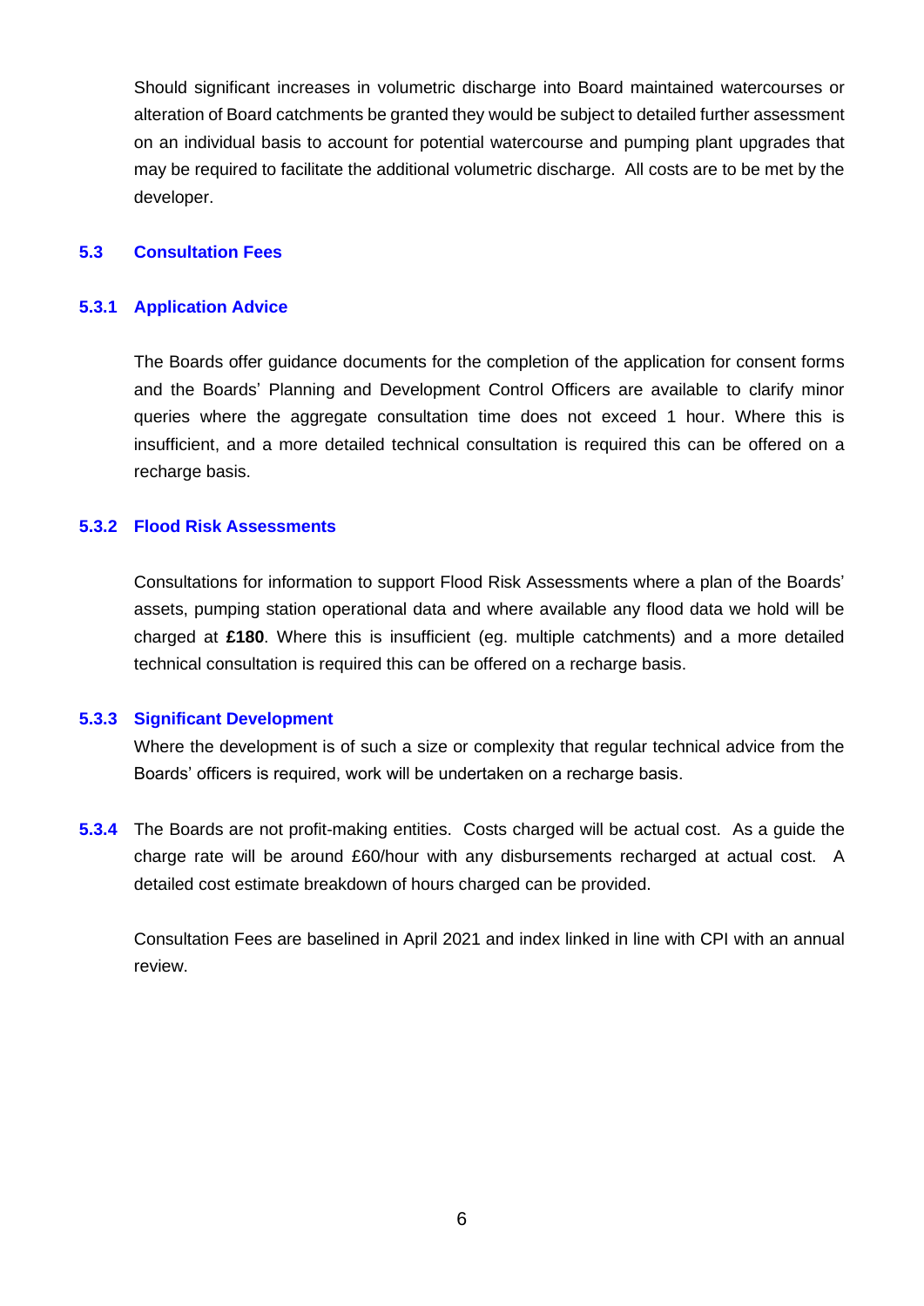Should significant increases in volumetric discharge into Board maintained watercourses or alteration of Board catchments be granted they would be subject to detailed further assessment on an individual basis to account for potential watercourse and pumping plant upgrades that may be required to facilitate the additional volumetric discharge. All costs are to be met by the developer.

## 5.3 Consultation Fees

### 5.3.1 Application Advice

The Boards offer guidance documents for the completion of the application for consent forms and the Boards' Planning and Development Control Officers are available to clarify minor queries where the aggregate consultation time does not exceed 1 hour. Where this is insufficient, and a more detailed technical consultation is required this can be offered on a recharge basis.

### 5.3.2 Flood Risk Assessments

Consultations for information to support Flood Risk Assessments where a plan of the Boards' assets, pumping station operational data and where available any flood data we hold will be charged at **£180**. Where this is insufficient (eg. multiple catchments) and a more detailed technical consultation is required this can be offered on a recharge basis.

### 5.3.3 Significant Development

Where the development is of such a size or complexity that regular technical advice from the Boards' officers is required, work will be undertaken on a recharge basis.

**5.3.4** The Boards are not profit-making entities. Costs charged will be actual cost. As a guide the charge rate will be around £60/hour with any disbursements recharged at actual cost. A detailed cost estimate breakdown of hours charged can be provided.

Consultation Fees are baselined in April 2021 and index linked in line with CPI with an annual review.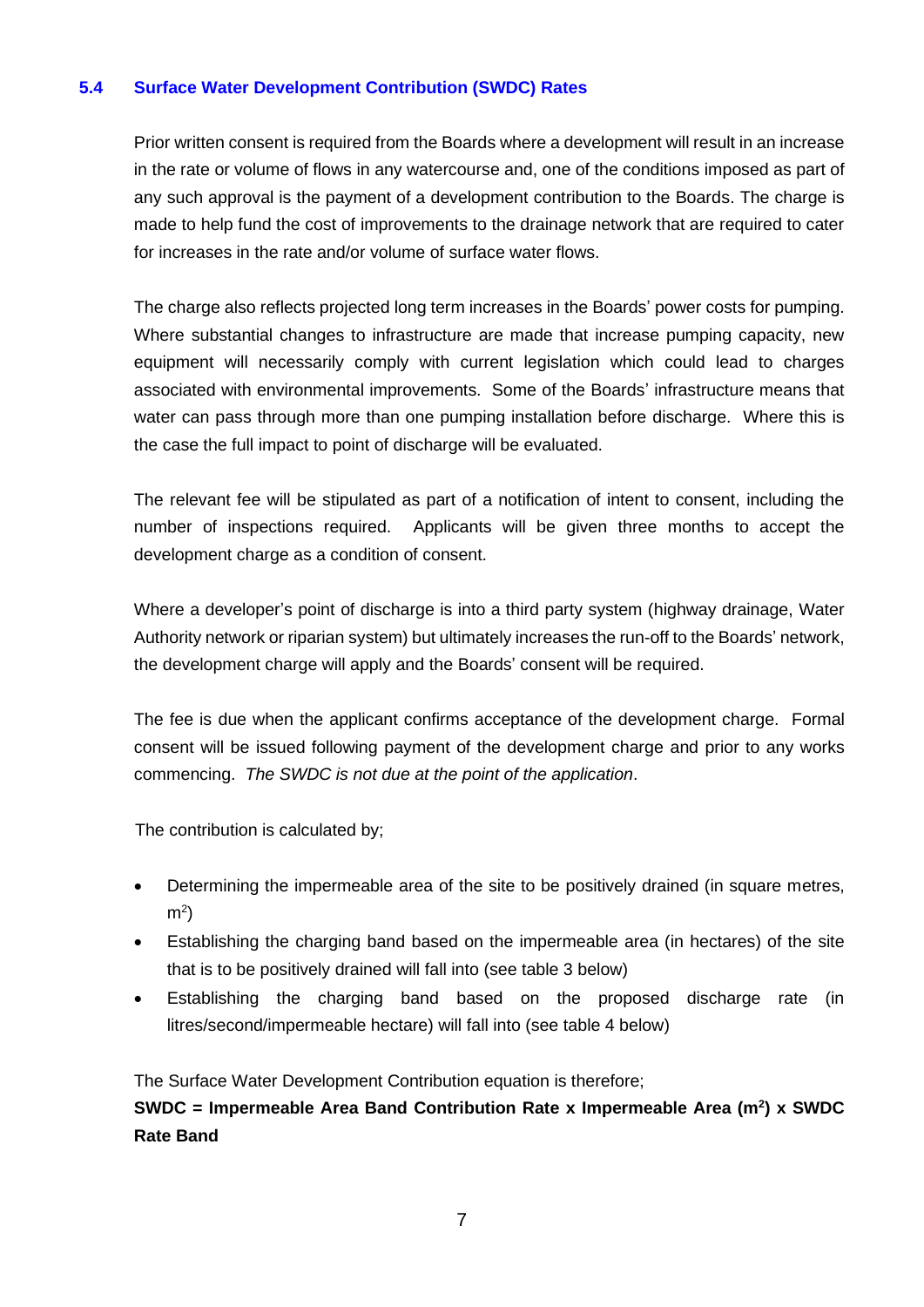### 5.4 Surface Water Development Contribution (SWDC) Rates

Prior written consent is required from the Boards where a development will result in an increase in the rate or volume of flows in any watercourse and, one of the conditions imposed as part of any such approval is the payment of a development contribution to the Boards. The charge is made to help fund the cost of improvements to the drainage network that are required to cater for increases in the rate and/or volume of surface water flows.

The charge also reflects projected long term increases in the Boards' power costs for pumping. Where substantial changes to infrastructure are made that increase pumping capacity, new equipment will necessarily comply with current legislation which could lead to charges associated with environmental improvements. Some of the Boards' infrastructure means that water can pass through more than one pumping installation before discharge. Where this is the case the full impact to point of discharge will be evaluated.

The relevant fee will be stipulated as part of a notification of intent to consent, including the number of inspections required. Applicants will be given three months to accept the development charge as a condition of consent.

Where a developer's point of discharge is into a third party system (highway drainage, Water Authority network or riparian system) but ultimately increases the run-off to the Boards' network, the development charge will apply and the Boards' consent will be required.

The fee is due when the applicant confirms acceptance of the development charge. Formal consent will be issued following payment of the development charge and prior to any works commencing. *The SWDC is not due at the point of the application*.

The contribution is calculated by;

- Determining the impermeable area of the site to be positively drained (in square metres, $m^2$)
- Establishing the charging band based on the impermeable area (in hectares) of the site that is to be positively drained will fall into (see table 3 below)
- Establishing the charging band based on the proposed discharge rate (in litres/second/impermeable hectare) will fall into (see table 4 below)

The Surface Water Development Contribution equation is therefore;

**SWDC = Impermeable Area Band Contribution Rate x Impermeable Area ($m^2$) x SWDC Rate Band**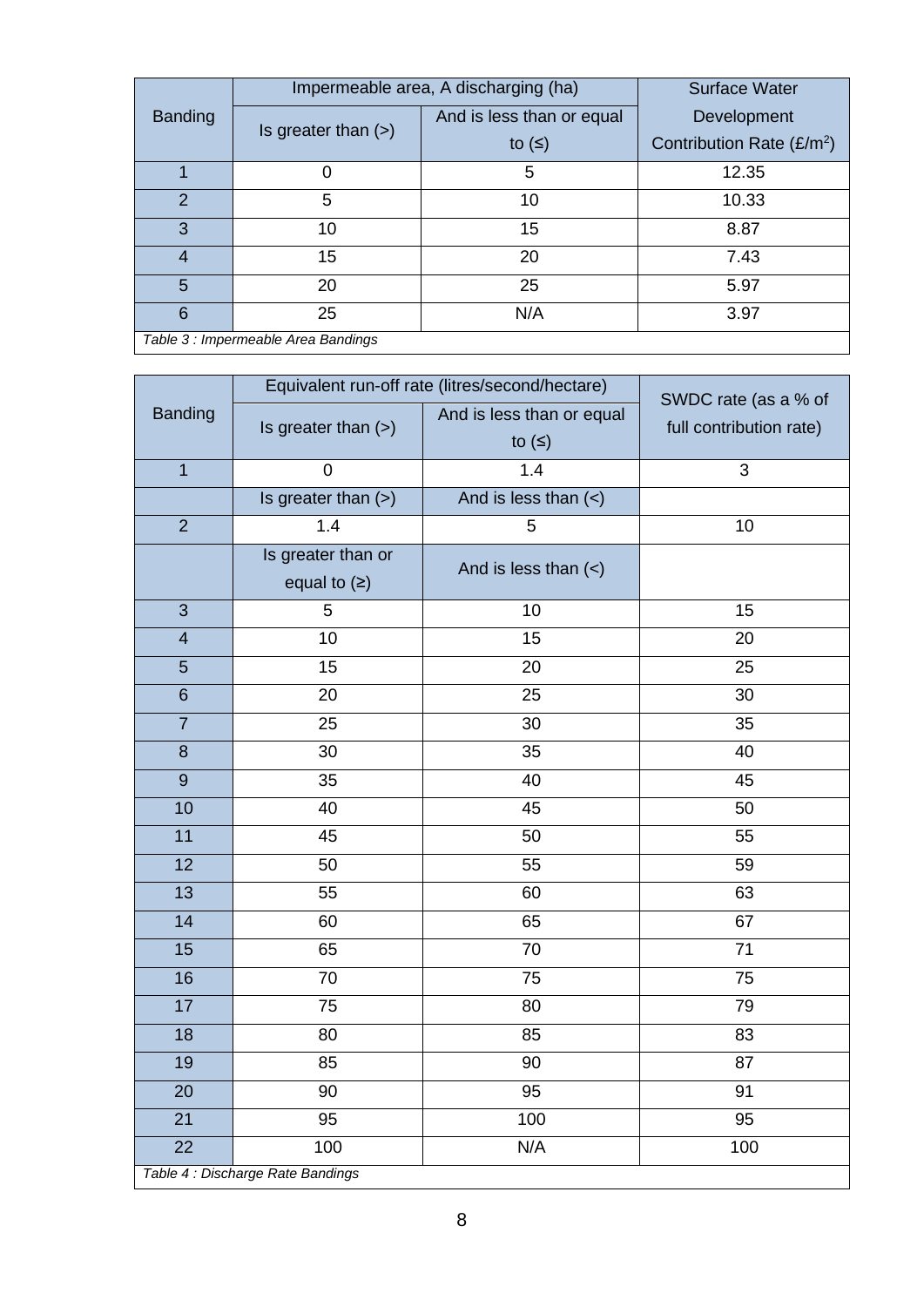| Banding | Impermeable area, A discharging (ha) | | Surface Water Development Contribution Rate (£/$m^2$) |
|---|---|---|---|
| | Is greater than (>) | And is less than or equal to (≤) | |
| 1 | 0 | 5 | 12.35 |
| 2 | 5 | 10 | 10.33 |
| 3 | 10 | 15 | 8.87 |
| 4 | 15 | 20 | 7.43 |
| 5 | 20 | 25 | 5.97 |
| 6 | 25 | N/A | 3.97 |

*Table 3 : Impermeable Area Bandings*

| Banding | Equivalent run-off rate (litres/second/hectare) | | SWDC rate (as a % of full contribution rate) |
|---|---|---|---|
| | Is greater than (>) | And is less than or equal to (≤) | |
| 1 | 0 | 1.4 | 3 |
| | Is greater than (>) | And is less than (<) | |
| 2 | 1.4 | 5 | 10 |
| | Is greater than or equal to (≥) | And is less than (<) | |
| 3 | 5 | 10 | 15 |
| 4 | 10 | 15 | 20 |
| 5 | 15 | 20 | 25 |
| 6 | 20 | 25 | 30 |
| 7 | 25 | 30 | 35 |
| 8 | 30 | 35 | 40 |
| 9 | 35 | 40 | 45 |
| 10 | 40 | 45 | 50 |
| 11 | 45 | 50 | 55 |
| 12 | 50 | 55 | 59 |
| 13 | 55 | 60 | 63 |
| 14 | 60 | 65 | 67 |
| 15 | 65 | 70 | 71 |
| 16 | 70 | 75 | 75 |
| 17 | 75 | 80 | 79 |
| 18 | 80 | 85 | 83 |
| 19 | 85 | 90 | 87 |
| 20 | 90 | 95 | 91 |
| 21 | 95 | 100 | 95 |
| 22 | 100 | N/A | 100 |

*Table 4 : Discharge Rate Bandings*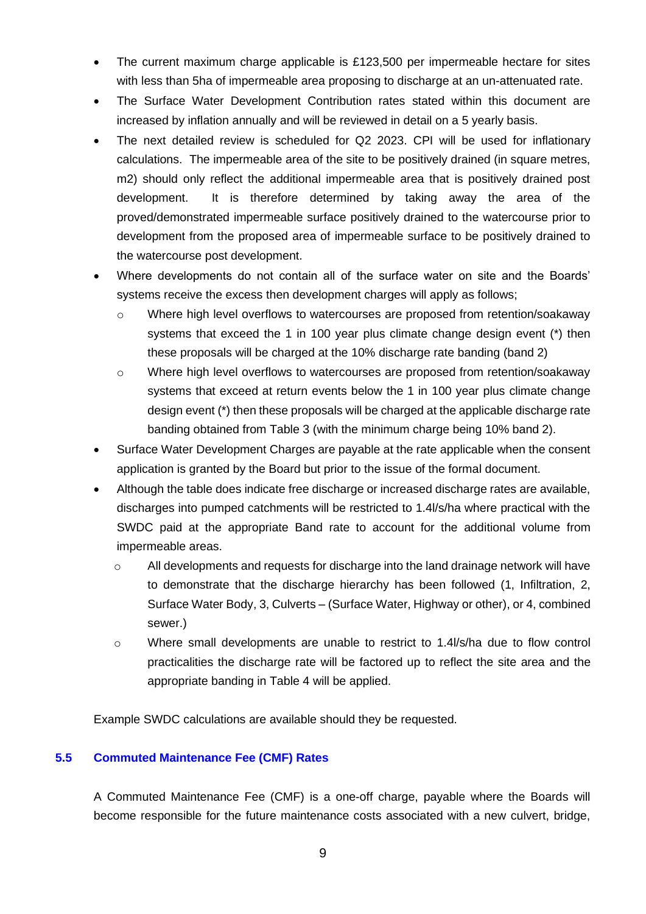- The current maximum charge applicable is £123,500 per impermeable hectare for sites with less than 5ha of impermeable area proposing to discharge at an un-attenuated rate.
- The Surface Water Development Contribution rates stated within this document are increased by inflation annually and will be reviewed in detail on a 5 yearly basis.
- The next detailed review is scheduled for Q2 2023. CPI will be used for inflationary calculations. The impermeable area of the site to be positively drained (in square metres, m2) should only reflect the additional impermeable area that is positively drained post development. It is therefore determined by taking away the area of the proved/demonstrated impermeable surface positively drained to the watercourse prior to development from the proposed area of impermeable surface to be positively drained to the watercourse post development.
- Where developments do not contain all of the surface water on site and the Boards' systems receive the excess then development charges will apply as follows;
  - Where high level overflows to watercourses are proposed from retention/soakaway systems that exceed the 1 in 100 year plus climate change design event (*) then these proposals will be charged at the 10% discharge rate banding (band 2)
  - Where high level overflows to watercourses are proposed from retention/soakaway systems that exceed at return events below the 1 in 100 year plus climate change design event (*) then these proposals will be charged at the applicable discharge rate banding obtained from Table 3 (with the minimum charge being 10% band 2).
- Surface Water Development Charges are payable at the rate applicable when the consent application is granted by the Board but prior to the issue of the formal document.
- Although the table does indicate free discharge or increased discharge rates are available, discharges into pumped catchments will be restricted to 1.4l/s/ha where practical with the SWDC paid at the appropriate Band rate to account for the additional volume from impermeable areas.
  - All developments and requests for discharge into the land drainage network will have to demonstrate that the discharge hierarchy has been followed (1, Infiltration, 2, Surface Water Body, 3, Culverts – (Surface Water, Highway or other), or 4, combined sewer.)
  - Where small developments are unable to restrict to 1.4l/s/ha due to flow control practicalities the discharge rate will be factored up to reflect the site area and the appropriate banding in Table 4 will be applied.

Example SWDC calculations are available should they be requested.

### 5.5 Commuted Maintenance Fee (CMF) Rates

A Commuted Maintenance Fee (CMF) is a one-off charge, payable where the Boards will become responsible for the future maintenance costs associated with a new culvert, bridge,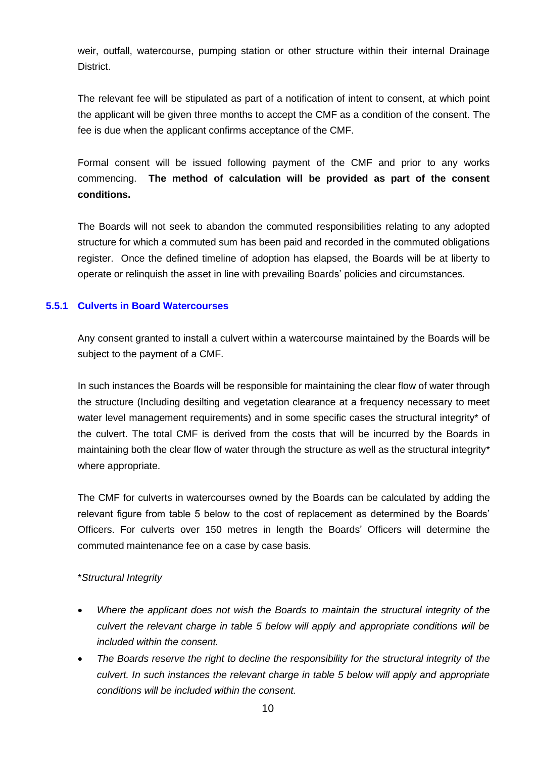weir, outfall, watercourse, pumping station or other structure within their internal Drainage District.

The relevant fee will be stipulated as part of a notification of intent to consent, at which point the applicant will be given three months to accept the CMF as a condition of the consent. The fee is due when the applicant confirms acceptance of the CMF.

Formal consent will be issued following payment of the CMF and prior to any works commencing. **The method of calculation will be provided as part of the consent conditions.**

The Boards will not seek to abandon the commuted responsibilities relating to any adopted structure for which a commuted sum has been paid and recorded in the commuted obligations register. Once the defined timeline of adoption has elapsed, the Boards will be at liberty to operate or relinquish the asset in line with prevailing Boards' policies and circumstances.

### 5.5.1 Culverts in Board Watercourses

Any consent granted to install a culvert within a watercourse maintained by the Boards will be subject to the payment of a CMF.

In such instances the Boards will be responsible for maintaining the clear flow of water through the structure (Including desilting and vegetation clearance at a frequency necessary to meet water level management requirements) and in some specific cases the structural integrity* of the culvert. The total CMF is derived from the costs that will be incurred by the Boards in maintaining both the clear flow of water through the structure as well as the structural integrity* where appropriate.

The CMF for culverts in watercourses owned by the Boards can be calculated by adding the relevant figure from table 5 below to the cost of replacement as determined by the Boards' Officers. For culverts over 150 metres in length the Boards' Officers will determine the commuted maintenance fee on a case by case basis.

*\*Structural Integrity*

- *Where the applicant does not wish the Boards to maintain the structural integrity of the culvert the relevant charge in table 5 below will apply and appropriate conditions will be included within the consent.*
- *The Boards reserve the right to decline the responsibility for the structural integrity of the culvert. In such instances the relevant charge in table 5 below will apply and appropriate conditions will be included within the consent.*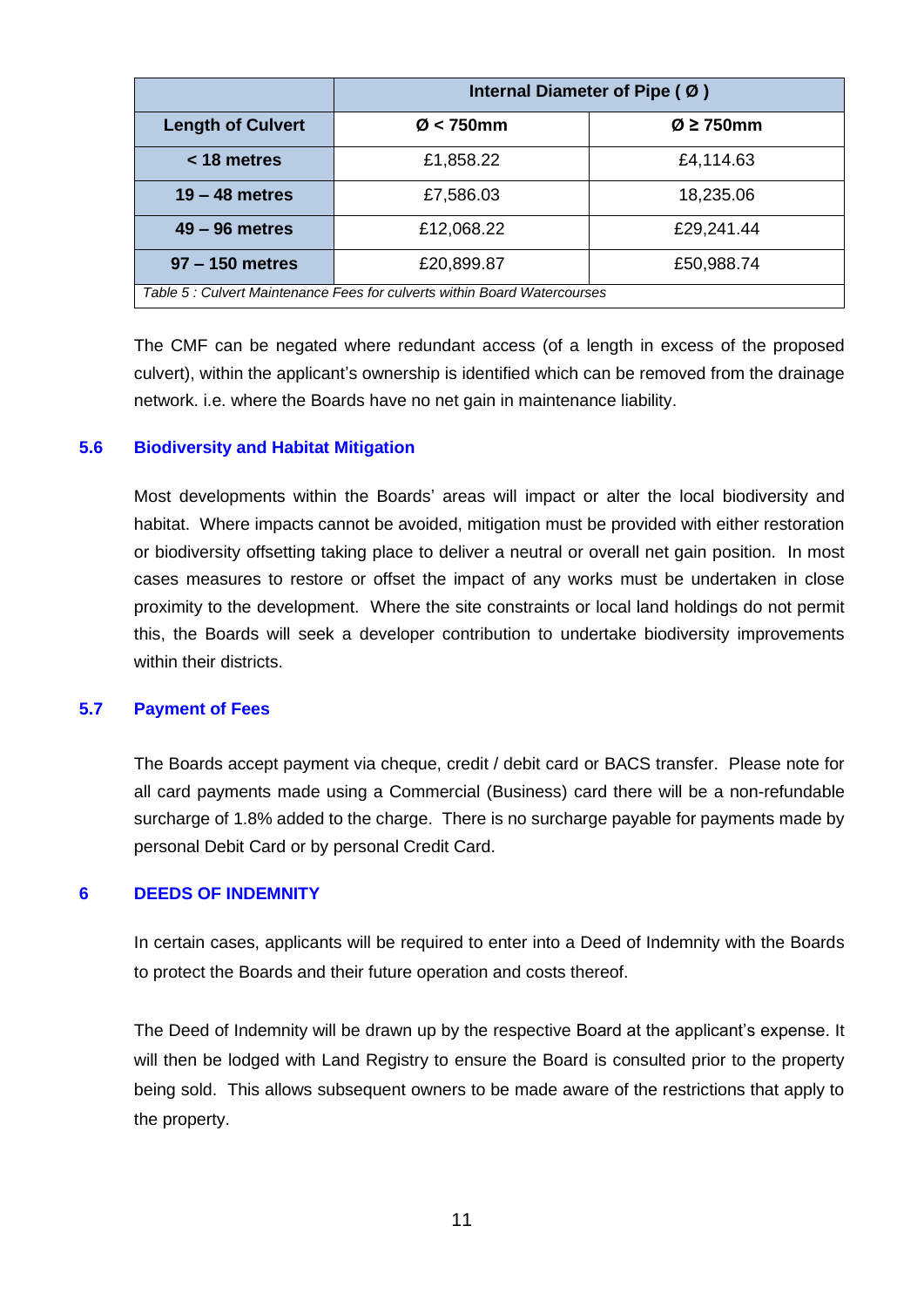| | Internal Diameter of Pipe ( Ø ) | |
|---|---|---|
| **Length of Culvert** | **Ø < 750mm** | **Ø ≥ 750mm** |
| **< 18 metres** | £1,858.22 | £4,114.63 |
| **19 – 48 metres** | £7,586.03 | 18,235.06 |
| **49 – 96 metres** | £12,068.22 | £29,241.44 |
| **97 – 150 metres** | £20,899.87 | £50,988.74 |

*Table 5 : Culvert Maintenance Fees for culverts within Board Watercourses*

The CMF can be negated where redundant access (of a length in excess of the proposed culvert), within the applicant's ownership is identified which can be removed from the drainage network. i.e. where the Boards have no net gain in maintenance liability.

### 5.6 Biodiversity and Habitat Mitigation

Most developments within the Boards' areas will impact or alter the local biodiversity and habitat. Where impacts cannot be avoided, mitigation must be provided with either restoration or biodiversity offsetting taking place to deliver a neutral or overall net gain position. In most cases measures to restore or offset the impact of any works must be undertaken in close proximity to the development. Where the site constraints or local land holdings do not permit this, the Boards will seek a developer contribution to undertake biodiversity improvements within their districts.

### 5.7 Payment of Fees

The Boards accept payment via cheque, credit / debit card or BACS transfer. Please note for all card payments made using a Commercial (Business) card there will be a non-refundable surcharge of 1.8% added to the charge. There is no surcharge payable for payments made by personal Debit Card or by personal Credit Card.

## 6 DEEDS OF INDEMNITY

In certain cases, applicants will be required to enter into a Deed of Indemnity with the Boards to protect the Boards and their future operation and costs thereof.

The Deed of Indemnity will be drawn up by the respective Board at the applicant's expense. It will then be lodged with Land Registry to ensure the Board is consulted prior to the property being sold. This allows subsequent owners to be made aware of the restrictions that apply to the property.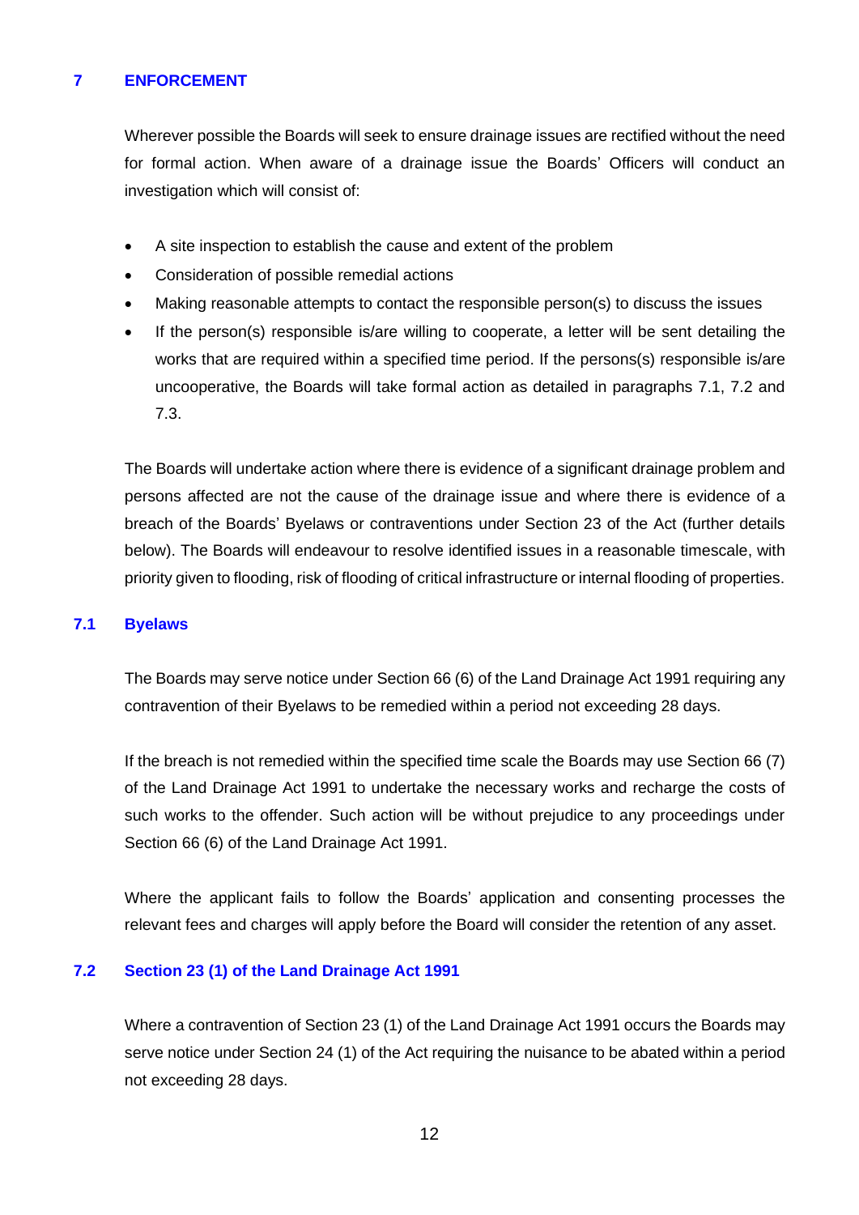## 7 ENFORCEMENT

Wherever possible the Boards will seek to ensure drainage issues are rectified without the need for formal action. When aware of a drainage issue the Boards' Officers will conduct an investigation which will consist of:

- A site inspection to establish the cause and extent of the problem
- Consideration of possible remedial actions
- Making reasonable attempts to contact the responsible person(s) to discuss the issues
- If the person(s) responsible is/are willing to cooperate, a letter will be sent detailing the works that are required within a specified time period. If the persons(s) responsible is/are uncooperative, the Boards will take formal action as detailed in paragraphs 7.1, 7.2 and 7.3.

The Boards will undertake action where there is evidence of a significant drainage problem and persons affected are not the cause of the drainage issue and where there is evidence of a breach of the Boards' Byelaws or contraventions under Section 23 of the Act (further details below). The Boards will endeavour to resolve identified issues in a reasonable timescale, with priority given to flooding, risk of flooding of critical infrastructure or internal flooding of properties.

### 7.1 Byelaws

The Boards may serve notice under Section 66 (6) of the Land Drainage Act 1991 requiring any contravention of their Byelaws to be remedied within a period not exceeding 28 days.

If the breach is not remedied within the specified time scale the Boards may use Section 66 (7) of the Land Drainage Act 1991 to undertake the necessary works and recharge the costs of such works to the offender. Such action will be without prejudice to any proceedings under Section 66 (6) of the Land Drainage Act 1991.

Where the applicant fails to follow the Boards' application and consenting processes the relevant fees and charges will apply before the Board will consider the retention of any asset.

### 7.2 Section 23 (1) of the Land Drainage Act 1991

Where a contravention of Section 23 (1) of the Land Drainage Act 1991 occurs the Boards may serve notice under Section 24 (1) of the Act requiring the nuisance to be abated within a period not exceeding 28 days.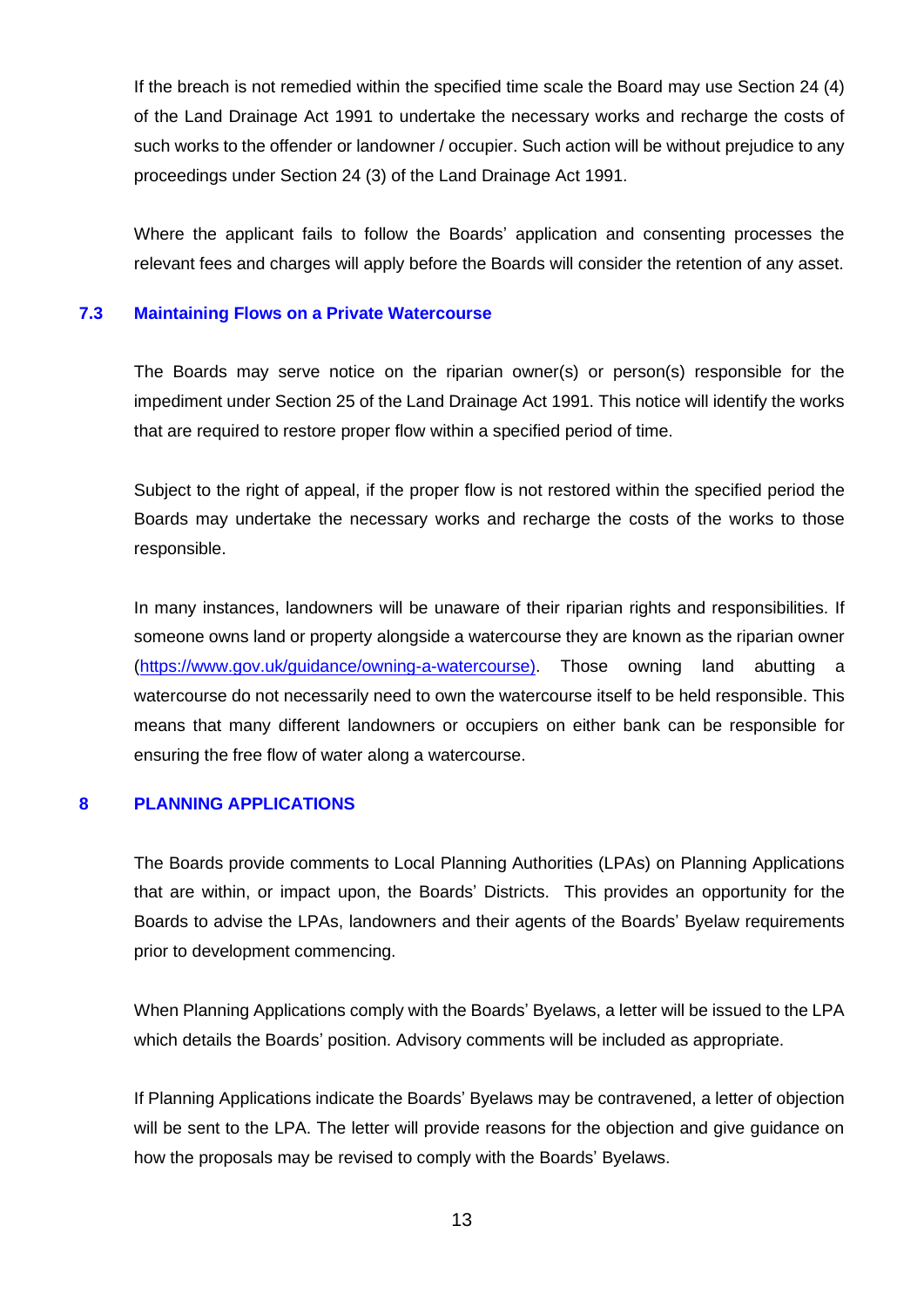If the breach is not remedied within the specified time scale the Board may use Section 24 (4) of the Land Drainage Act 1991 to undertake the necessary works and recharge the costs of such works to the offender or landowner / occupier. Such action will be without prejudice to any proceedings under Section 24 (3) of the Land Drainage Act 1991.

Where the applicant fails to follow the Boards' application and consenting processes the relevant fees and charges will apply before the Boards will consider the retention of any asset.

### 7.3 Maintaining Flows on a Private Watercourse

The Boards may serve notice on the riparian owner(s) or person(s) responsible for the impediment under Section 25 of the Land Drainage Act 1991. This notice will identify the works that are required to restore proper flow within a specified period of time.

Subject to the right of appeal, if the proper flow is not restored within the specified period the Boards may undertake the necessary works and recharge the costs of the works to those responsible.

In many instances, landowners will be unaware of their riparian rights and responsibilities. If someone owns land or property alongside a watercourse they are known as the riparian owner (https://www.gov.uk/guidance/owning-a-watercourse). Those owning land abutting a watercourse do not necessarily need to own the watercourse itself to be held responsible. This means that many different landowners or occupiers on either bank can be responsible for ensuring the free flow of water along a watercourse.

## 8 PLANNING APPLICATIONS

The Boards provide comments to Local Planning Authorities (LPAs) on Planning Applications that are within, or impact upon, the Boards' Districts. This provides an opportunity for the Boards to advise the LPAs, landowners and their agents of the Boards' Byelaw requirements prior to development commencing.

When Planning Applications comply with the Boards' Byelaws, a letter will be issued to the LPA which details the Boards' position. Advisory comments will be included as appropriate.

If Planning Applications indicate the Boards' Byelaws may be contravened, a letter of objection will be sent to the LPA. The letter will provide reasons for the objection and give guidance on how the proposals may be revised to comply with the Boards' Byelaws.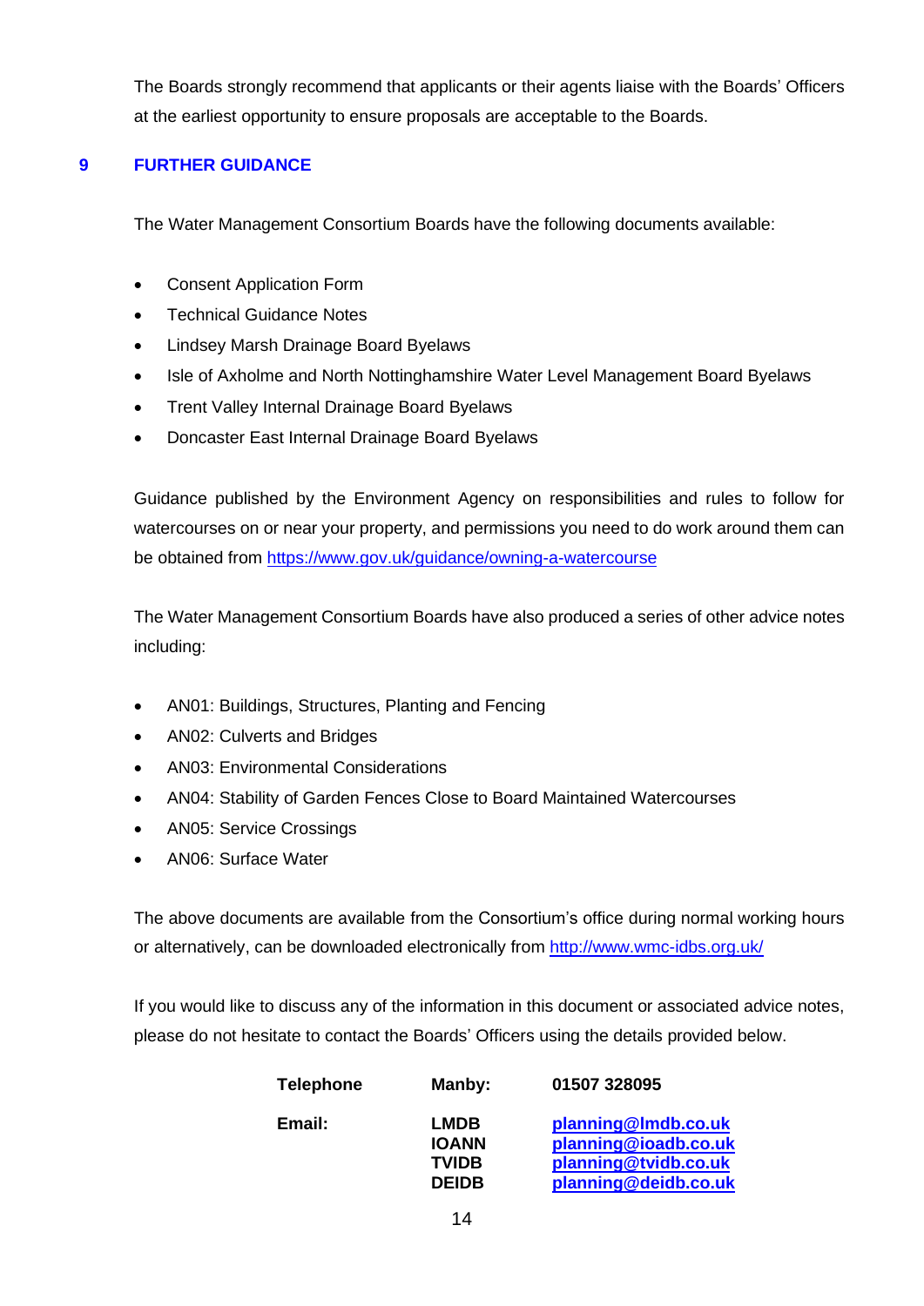The Boards strongly recommend that applicants or their agents liaise with the Boards' Officers at the earliest opportunity to ensure proposals are acceptable to the Boards.

## 9 FURTHER GUIDANCE

The Water Management Consortium Boards have the following documents available:

- Consent Application Form
- Technical Guidance Notes
- Lindsey Marsh Drainage Board Byelaws
- Isle of Axholme and North Nottinghamshire Water Level Management Board Byelaws
- Trent Valley Internal Drainage Board Byelaws
- Doncaster East Internal Drainage Board Byelaws

Guidance published by the Environment Agency on responsibilities and rules to follow for watercourses on or near your property, and permissions you need to do work around them can be obtained from https://www.gov.uk/guidance/owning-a-watercourse

The Water Management Consortium Boards have also produced a series of other advice notes including:

- AN01: Buildings, Structures, Planting and Fencing
- AN02: Culverts and Bridges
- AN03: Environmental Considerations
- AN04: Stability of Garden Fences Close to Board Maintained Watercourses
- AN05: Service Crossings
- AN06: Surface Water

The above documents are available from the Consortium's office during normal working hours or alternatively, can be downloaded electronically from http://www.wmc-idbs.org.uk/

If you would like to discuss any of the information in this document or associated advice notes, please do not hesitate to contact the Boards' Officers using the details provided below.

| | | |
|---|---|---|
| **Telephone** | **Manby:** | **01507 328095** |
| **Email:** | **LMDB** | **planning@lmdb.co.uk** |
| | **IOANN** | **planning@ioadb.co.uk** |
| | **TVIDB** | **planning@tvidb.co.uk** |
| | **DEIDB** | **planning@deidb.co.uk** |